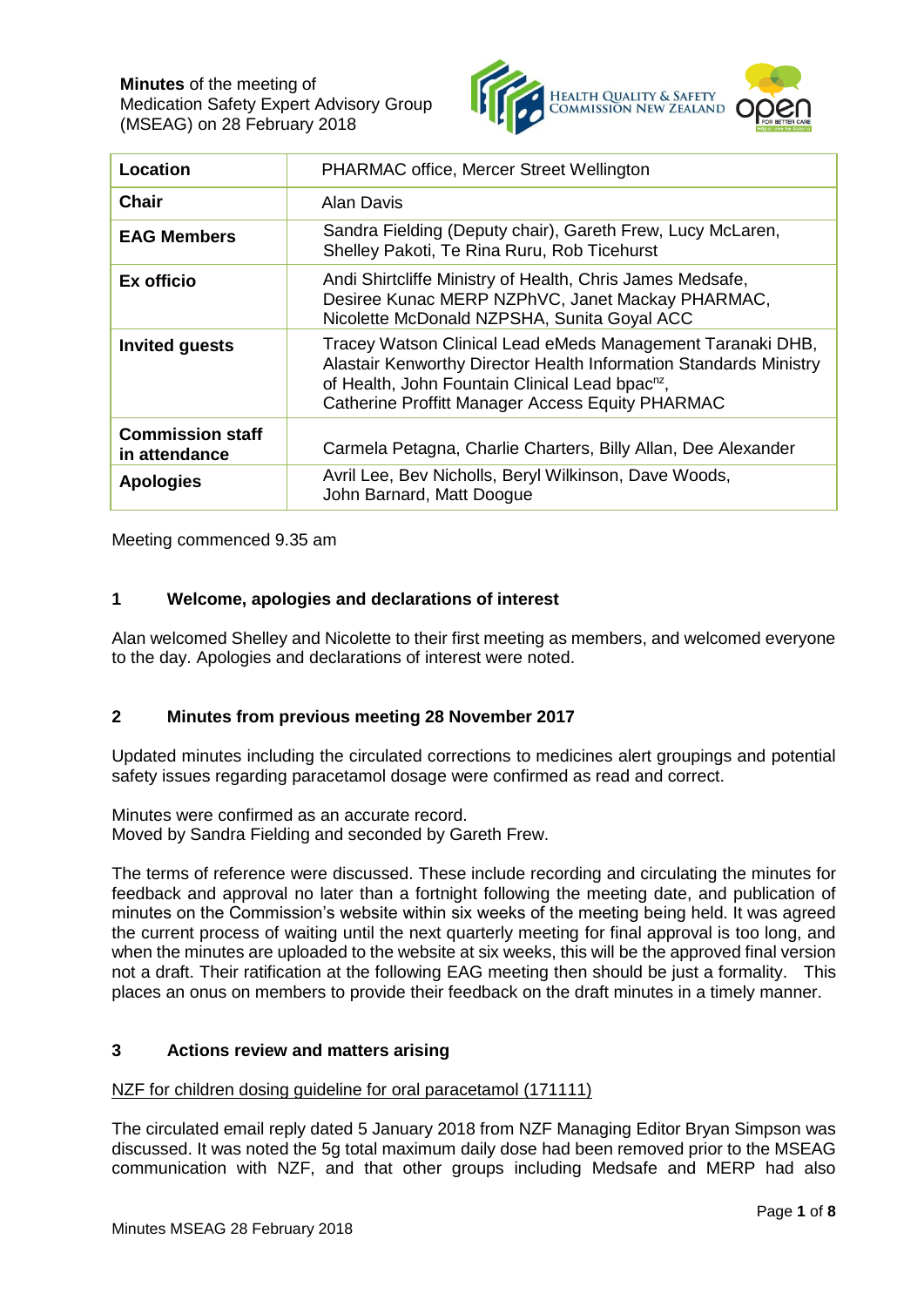**Minutes** of the meeting of
Medication Safety Expert Advisory Group (MSEAG) on 28 February 2018

| Location | PHARMAC office, Mercer Street Wellington |
|---|---|
| **Chair** | Alan Davis |
| **EAG Members** | Sandra Fielding (Deputy chair), Gareth Frew, Lucy McLaren, Shelley Pakoti, Te Rina Ruru, Rob Ticehurst |
| **Ex officio** | Andi Shirtcliffe Ministry of Health, Chris James Medsafe, Desiree Kunac MERP NZPhVC, Janet Mackay PHARMAC, Nicolette McDonald NZPSHA, Sunita Goyal ACC |
| **Invited guests** | Tracey Watson Clinical Lead eMeds Management Taranaki DHB, Alastair Kenworthy Director Health Information Standards Ministry of Health, John Fountain Clinical Lead bpac$^{nz}$, Catherine Proffitt Manager Access Equity PHARMAC |
| **Commission staff in attendance** | Carmela Petagna, Charlie Charters, Billy Allan, Dee Alexander |
| **Apologies** | Avril Lee, Bev Nicholls, Beryl Wilkinson, Dave Woods, John Barnard, Matt Doogue |

Meeting commenced 9.35 am

## 1 Welcome, apologies and declarations of interest

Alan welcomed Shelley and Nicolette to their first meeting as members, and welcomed everyone to the day. Apologies and declarations of interest were noted.

## 2 Minutes from previous meeting 28 November 2017

Updated minutes including the circulated corrections to medicines alert groupings and potential safety issues regarding paracetamol dosage were confirmed as read and correct.

Minutes were confirmed as an accurate record.
Moved by Sandra Fielding and seconded by Gareth Frew.

The terms of reference were discussed. These include recording and circulating the minutes for feedback and approval no later than a fortnight following the meeting date, and publication of minutes on the Commission's website within six weeks of the meeting being held. It was agreed the current process of waiting until the next quarterly meeting for final approval is too long, and when the minutes are uploaded to the website at six weeks, this will be the approved final version not a draft. Their ratification at the following EAG meeting then should be just a formality. This places an onus on members to provide their feedback on the draft minutes in a timely manner.

## 3 Actions review and matters arising

NZF for children dosing guideline for oral paracetamol (171111)

The circulated email reply dated 5 January 2018 from NZF Managing Editor Bryan Simpson was discussed. It was noted the 5g total maximum daily dose had been removed prior to the MSEAG communication with NZF, and that other groups including Medsafe and MERP had also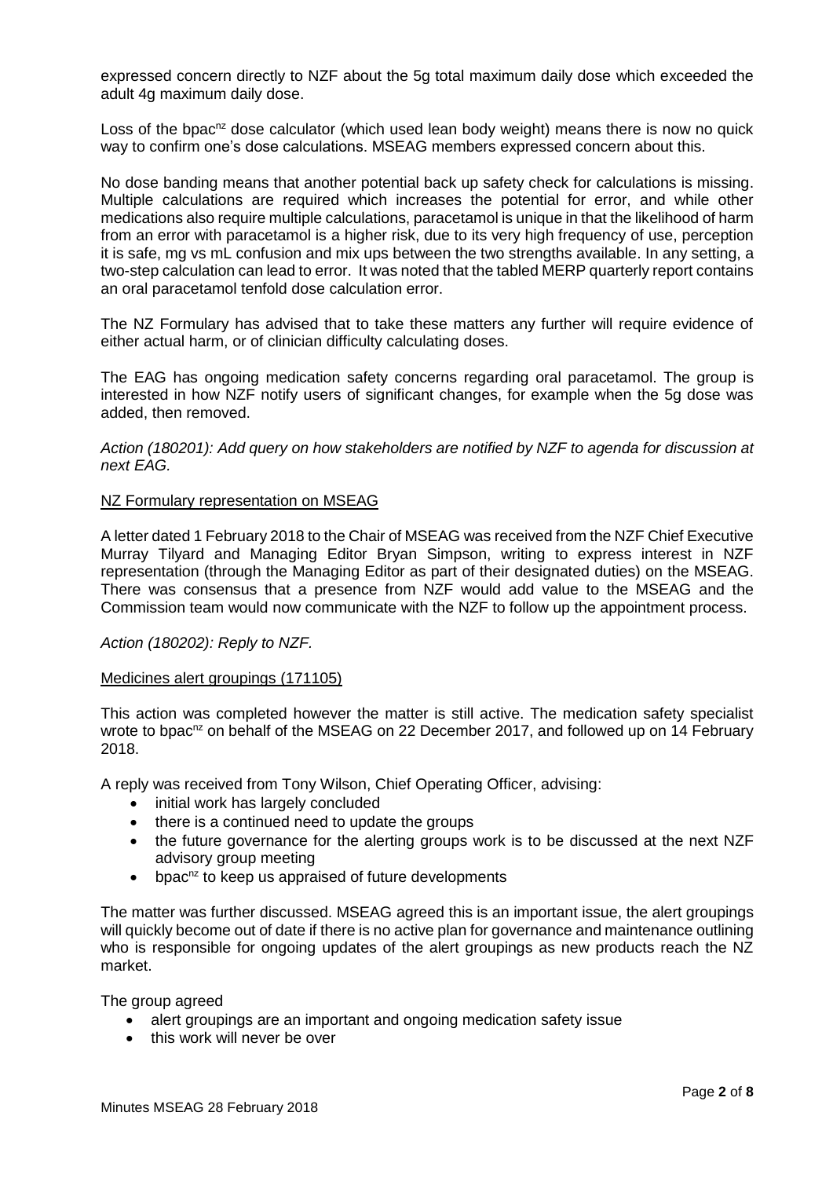expressed concern directly to NZF about the 5g total maximum daily dose which exceeded the adult 4g maximum daily dose.

Loss of the bpac[nz] dose calculator (which used lean body weight) means there is now no quick way to confirm one's dose calculations. MSEAG members expressed concern about this.

No dose banding means that another potential back up safety check for calculations is missing. Multiple calculations are required which increases the potential for error, and while other medications also require multiple calculations, paracetamol is unique in that the likelihood of harm from an error with paracetamol is a higher risk, due to its very high frequency of use, perception it is safe, mg vs mL confusion and mix ups between the two strengths available. In any setting, a two-step calculation can lead to error. It was noted that the tabled MERP quarterly report contains an oral paracetamol tenfold dose calculation error.

The NZ Formulary has advised that to take these matters any further will require evidence of either actual harm, or of clinician difficulty calculating doses.

The EAG has ongoing medication safety concerns regarding oral paracetamol. The group is interested in how NZF notify users of significant changes, for example when the 5g dose was added, then removed.

*Action (180201): Add query on how stakeholders are notified by NZF to agenda for discussion at next EAG.*

<u>NZ Formulary representation on MSEAG</u>

A letter dated 1 February 2018 to the Chair of MSEAG was received from the NZF Chief Executive Murray Tilyard and Managing Editor Bryan Simpson, writing to express interest in NZF representation (through the Managing Editor as part of their designated duties) on the MSEAG. There was consensus that a presence from NZF would add value to the MSEAG and the Commission team would now communicate with the NZF to follow up the appointment process.

*Action (180202): Reply to NZF.*

<u>Medicines alert groupings (171105)</u>

This action was completed however the matter is still active. The medication safety specialist wrote to bpac[nz] on behalf of the MSEAG on 22 December 2017, and followed up on 14 February 2018.

A reply was received from Tony Wilson, Chief Operating Officer, advising:

- initial work has largely concluded
- there is a continued need to update the groups
- the future governance for the alerting groups work is to be discussed at the next NZF advisory group meeting
- bpac[nz] to keep us appraised of future developments

The matter was further discussed. MSEAG agreed this is an important issue, the alert groupings will quickly become out of date if there is no active plan for governance and maintenance outlining who is responsible for ongoing updates of the alert groupings as new products reach the NZ market.

The group agreed

- alert groupings are an important and ongoing medication safety issue
- this work will never be over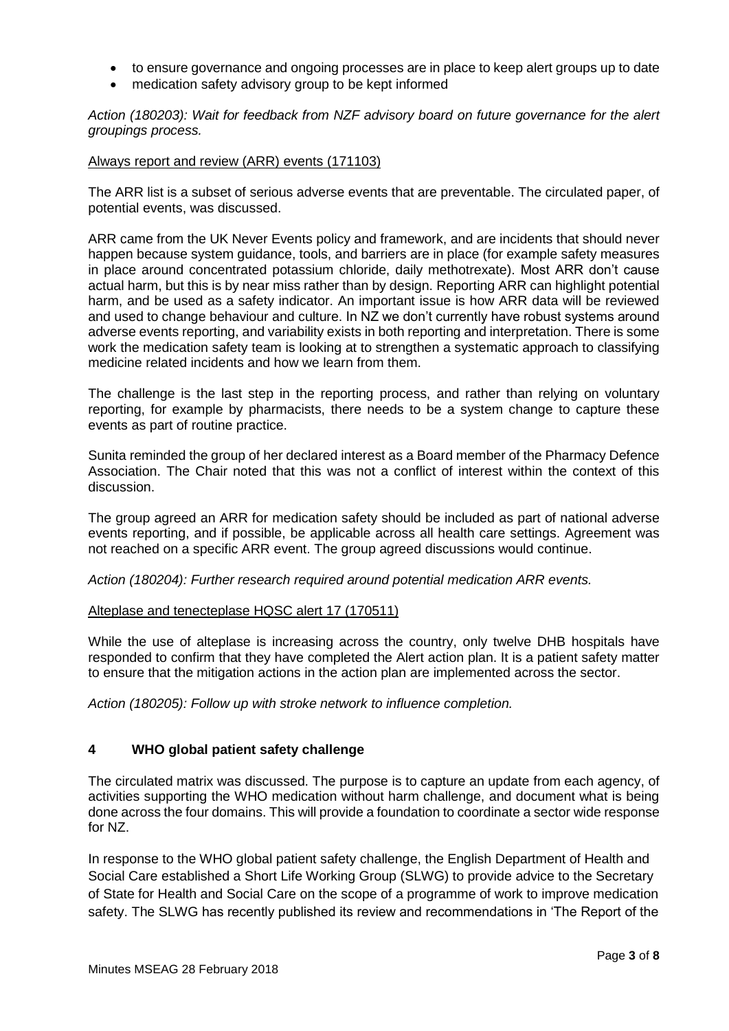- to ensure governance and ongoing processes are in place to keep alert groups up to date
- medication safety advisory group to be kept informed

*Action (180203): Wait for feedback from NZF advisory board on future governance for the alert groupings process.*

Always report and review (ARR) events (171103)

The ARR list is a subset of serious adverse events that are preventable. The circulated paper, of potential events, was discussed.

ARR came from the UK Never Events policy and framework, and are incidents that should never happen because system guidance, tools, and barriers are in place (for example safety measures in place around concentrated potassium chloride, daily methotrexate). Most ARR don't cause actual harm, but this is by near miss rather than by design. Reporting ARR can highlight potential harm, and be used as a safety indicator. An important issue is how ARR data will be reviewed and used to change behaviour and culture. In NZ we don't currently have robust systems around adverse events reporting, and variability exists in both reporting and interpretation. There is some work the medication safety team is looking at to strengthen a systematic approach to classifying medicine related incidents and how we learn from them.

The challenge is the last step in the reporting process, and rather than relying on voluntary reporting, for example by pharmacists, there needs to be a system change to capture these events as part of routine practice.

Sunita reminded the group of her declared interest as a Board member of the Pharmacy Defence Association. The Chair noted that this was not a conflict of interest within the context of this discussion.

The group agreed an ARR for medication safety should be included as part of national adverse events reporting, and if possible, be applicable across all health care settings. Agreement was not reached on a specific ARR event. The group agreed discussions would continue.

*Action (180204): Further research required around potential medication ARR events.*

Alteplase and tenecteplase HQSC alert 17 (170511)

While the use of alteplase is increasing across the country, only twelve DHB hospitals have responded to confirm that they have completed the Alert action plan. It is a patient safety matter to ensure that the mitigation actions in the action plan are implemented across the sector.

*Action (180205): Follow up with stroke network to influence completion.*

## 4 WHO global patient safety challenge

The circulated matrix was discussed. The purpose is to capture an update from each agency, of activities supporting the WHO medication without harm challenge, and document what is being done across the four domains. This will provide a foundation to coordinate a sector wide response for NZ.

In response to the WHO global patient safety challenge, the English Department of Health and Social Care established a Short Life Working Group (SLWG) to provide advice to the Secretary of State for Health and Social Care on the scope of a programme of work to improve medication safety. The SLWG has recently published its review and recommendations in 'The Report of the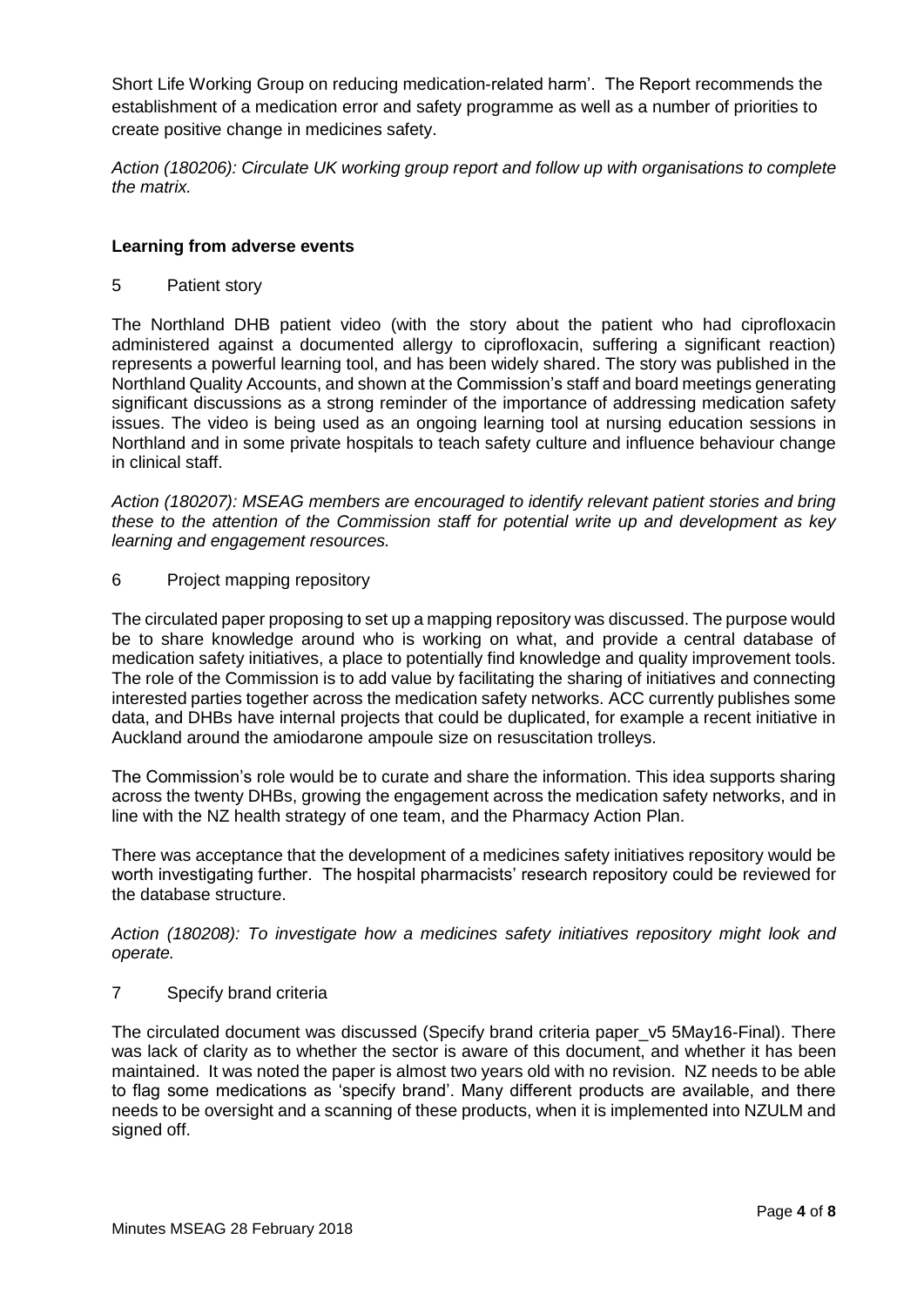Short Life Working Group on reducing medication-related harm'. The Report recommends the establishment of a medication error and safety programme as well as a number of priorities to create positive change in medicines safety.

*Action (180206): Circulate UK working group report and follow up with organisations to complete the matrix.*

**Learning from adverse events**

5 Patient story

The Northland DHB patient video (with the story about the patient who had ciprofloxacin administered against a documented allergy to ciprofloxacin, suffering a significant reaction) represents a powerful learning tool, and has been widely shared. The story was published in the Northland Quality Accounts, and shown at the Commission's staff and board meetings generating significant discussions as a strong reminder of the importance of addressing medication safety issues. The video is being used as an ongoing learning tool at nursing education sessions in Northland and in some private hospitals to teach safety culture and influence behaviour change in clinical staff.

*Action (180207): MSEAG members are encouraged to identify relevant patient stories and bring these to the attention of the Commission staff for potential write up and development as key learning and engagement resources.*

6 Project mapping repository

The circulated paper proposing to set up a mapping repository was discussed. The purpose would be to share knowledge around who is working on what, and provide a central database of medication safety initiatives, a place to potentially find knowledge and quality improvement tools. The role of the Commission is to add value by facilitating the sharing of initiatives and connecting interested parties together across the medication safety networks. ACC currently publishes some data, and DHBs have internal projects that could be duplicated, for example a recent initiative in Auckland around the amiodarone ampoule size on resuscitation trolleys.

The Commission's role would be to curate and share the information. This idea supports sharing across the twenty DHBs, growing the engagement across the medication safety networks, and in line with the NZ health strategy of one team, and the Pharmacy Action Plan.

There was acceptance that the development of a medicines safety initiatives repository would be worth investigating further. The hospital pharmacists' research repository could be reviewed for the database structure.

*Action (180208): To investigate how a medicines safety initiatives repository might look and operate.*

7 Specify brand criteria

The circulated document was discussed (Specify brand criteria paper_v5 5May16-Final). There was lack of clarity as to whether the sector is aware of this document, and whether it has been maintained. It was noted the paper is almost two years old with no revision. NZ needs to be able to flag some medications as 'specify brand'. Many different products are available, and there needs to be oversight and a scanning of these products, when it is implemented into NZULM and signed off.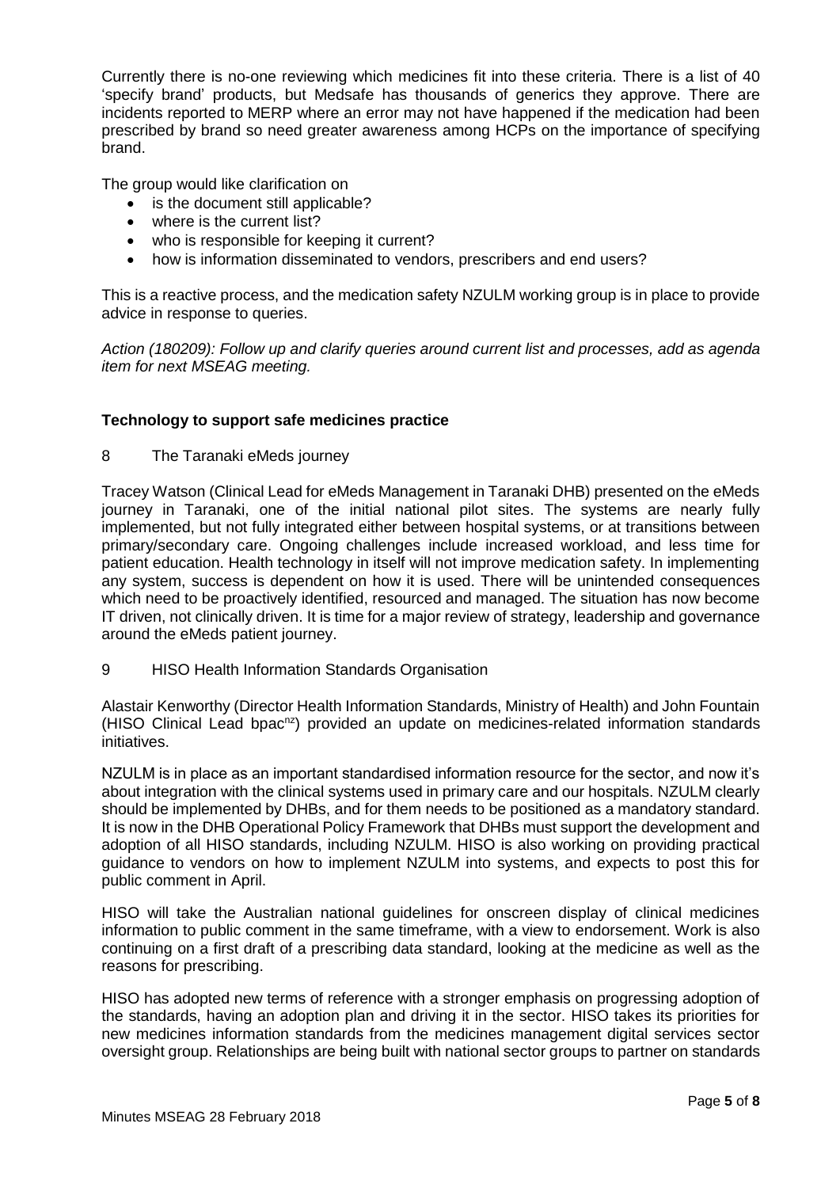Currently there is no-one reviewing which medicines fit into these criteria. There is a list of 40 'specify brand' products, but Medsafe has thousands of generics they approve. There are incidents reported to MERP where an error may not have happened if the medication had been prescribed by brand so need greater awareness among HCPs on the importance of specifying brand.

The group would like clarification on

- is the document still applicable?
- where is the current list?
- who is responsible for keeping it current?
- how is information disseminated to vendors, prescribers and end users?

This is a reactive process, and the medication safety NZULM working group is in place to provide advice in response to queries.

*Action (180209): Follow up and clarify queries around current list and processes, add as agenda item for next MSEAG meeting.*

**Technology to support safe medicines practice**

8 The Taranaki eMeds journey

Tracey Watson (Clinical Lead for eMeds Management in Taranaki DHB) presented on the eMeds journey in Taranaki, one of the initial national pilot sites. The systems are nearly fully implemented, but not fully integrated either between hospital systems, or at transitions between primary/secondary care. Ongoing challenges include increased workload, and less time for patient education. Health technology in itself will not improve medication safety. In implementing any system, success is dependent on how it is used. There will be unintended consequences which need to be proactively identified, resourced and managed. The situation has now become IT driven, not clinically driven. It is time for a major review of strategy, leadership and governance around the eMeds patient journey.

9 HISO Health Information Standards Organisation

Alastair Kenworthy (Director Health Information Standards, Ministry of Health) and John Fountain (HISO Clinical Lead bpac[nz]) provided an update on medicines-related information standards initiatives.

NZULM is in place as an important standardised information resource for the sector, and now it's about integration with the clinical systems used in primary care and our hospitals. NZULM clearly should be implemented by DHBs, and for them needs to be positioned as a mandatory standard. It is now in the DHB Operational Policy Framework that DHBs must support the development and adoption of all HISO standards, including NZULM. HISO is also working on providing practical guidance to vendors on how to implement NZULM into systems, and expects to post this for public comment in April.

HISO will take the Australian national guidelines for onscreen display of clinical medicines information to public comment in the same timeframe, with a view to endorsement. Work is also continuing on a first draft of a prescribing data standard, looking at the medicine as well as the reasons for prescribing.

HISO has adopted new terms of reference with a stronger emphasis on progressing adoption of the standards, having an adoption plan and driving it in the sector. HISO takes its priorities for new medicines information standards from the medicines management digital services sector oversight group. Relationships are being built with national sector groups to partner on standards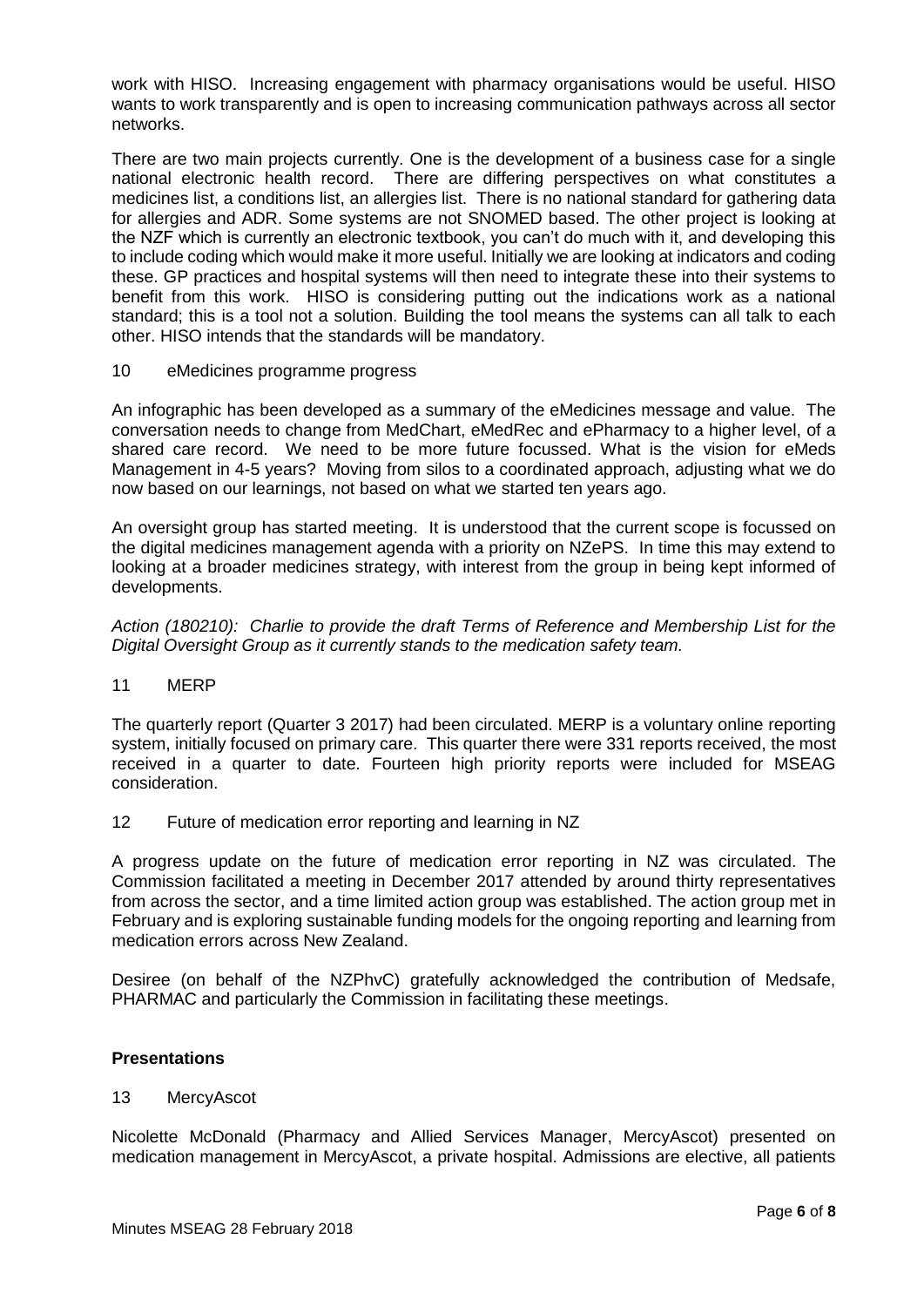work with HISO. Increasing engagement with pharmacy organisations would be useful. HISO wants to work transparently and is open to increasing communication pathways across all sector networks.

There are two main projects currently. One is the development of a business case for a single national electronic health record. There are differing perspectives on what constitutes a medicines list, a conditions list, an allergies list. There is no national standard for gathering data for allergies and ADR. Some systems are not SNOMED based. The other project is looking at the NZF which is currently an electronic textbook, you can't do much with it, and developing this to include coding which would make it more useful. Initially we are looking at indicators and coding these. GP practices and hospital systems will then need to integrate these into their systems to benefit from this work. HISO is considering putting out the indications work as a national standard; this is a tool not a solution. Building the tool means the systems can all talk to each other. HISO intends that the standards will be mandatory.

10 eMedicines programme progress

An infographic has been developed as a summary of the eMedicines message and value. The conversation needs to change from MedChart, eMedRec and ePharmacy to a higher level, of a shared care record. We need to be more future focussed. What is the vision for eMeds Management in 4-5 years? Moving from silos to a coordinated approach, adjusting what we do now based on our learnings, not based on what we started ten years ago.

An oversight group has started meeting. It is understood that the current scope is focussed on the digital medicines management agenda with a priority on NZePS. In time this may extend to looking at a broader medicines strategy, with interest from the group in being kept informed of developments.

*Action (180210): Charlie to provide the draft Terms of Reference and Membership List for the Digital Oversight Group as it currently stands to the medication safety team.*

11 MERP

The quarterly report (Quarter 3 2017) had been circulated. MERP is a voluntary online reporting system, initially focused on primary care. This quarter there were 331 reports received, the most received in a quarter to date. Fourteen high priority reports were included for MSEAG consideration.

12 Future of medication error reporting and learning in NZ

A progress update on the future of medication error reporting in NZ was circulated. The Commission facilitated a meeting in December 2017 attended by around thirty representatives from across the sector, and a time limited action group was established. The action group met in February and is exploring sustainable funding models for the ongoing reporting and learning from medication errors across New Zealand.

Desiree (on behalf of the NZPhvC) gratefully acknowledged the contribution of Medsafe, PHARMAC and particularly the Commission in facilitating these meetings.

**Presentations**

13 MercyAscot

Nicolette McDonald (Pharmacy and Allied Services Manager, MercyAscot) presented on medication management in MercyAscot, a private hospital. Admissions are elective, all patients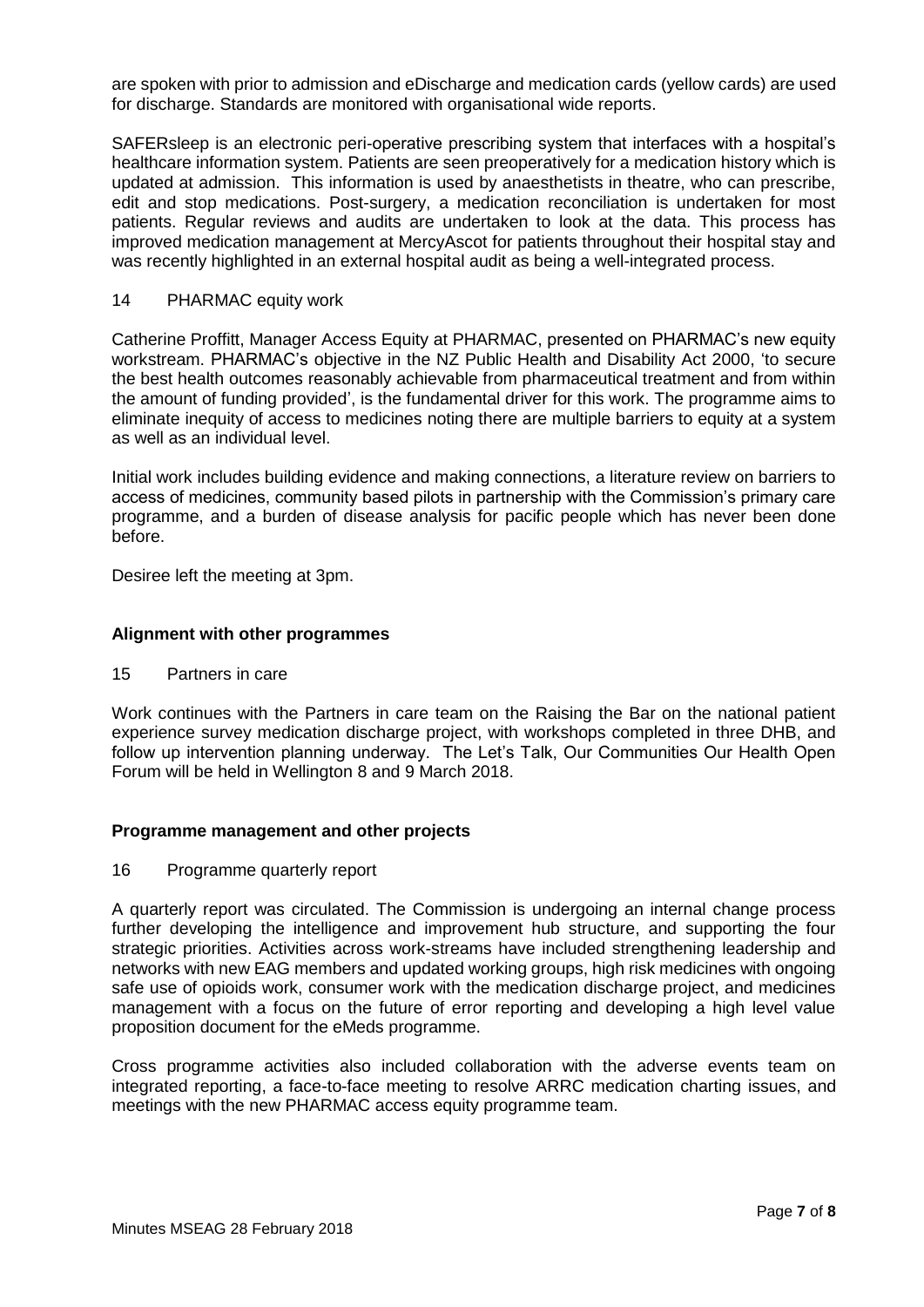are spoken with prior to admission and eDischarge and medication cards (yellow cards) are used for discharge. Standards are monitored with organisational wide reports.

SAFERsleep is an electronic peri-operative prescribing system that interfaces with a hospital's healthcare information system. Patients are seen preoperatively for a medication history which is updated at admission. This information is used by anaesthetists in theatre, who can prescribe, edit and stop medications. Post-surgery, a medication reconciliation is undertaken for most patients. Regular reviews and audits are undertaken to look at the data. This process has improved medication management at MercyAscot for patients throughout their hospital stay and was recently highlighted in an external hospital audit as being a well-integrated process.

14 PHARMAC equity work

Catherine Proffitt, Manager Access Equity at PHARMAC, presented on PHARMAC's new equity workstream. PHARMAC's objective in the NZ Public Health and Disability Act 2000, 'to secure the best health outcomes reasonably achievable from pharmaceutical treatment and from within the amount of funding provided', is the fundamental driver for this work. The programme aims to eliminate inequity of access to medicines noting there are multiple barriers to equity at a system as well as an individual level.

Initial work includes building evidence and making connections, a literature review on barriers to access of medicines, community based pilots in partnership with the Commission's primary care programme, and a burden of disease analysis for pacific people which has never been done before.

Desiree left the meeting at 3pm.

**Alignment with other programmes**

15 Partners in care

Work continues with the Partners in care team on the Raising the Bar on the national patient experience survey medication discharge project, with workshops completed in three DHB, and follow up intervention planning underway. The Let's Talk, Our Communities Our Health Open Forum will be held in Wellington 8 and 9 March 2018.

**Programme management and other projects**

16 Programme quarterly report

A quarterly report was circulated. The Commission is undergoing an internal change process further developing the intelligence and improvement hub structure, and supporting the four strategic priorities. Activities across work-streams have included strengthening leadership and networks with new EAG members and updated working groups, high risk medicines with ongoing safe use of opioids work, consumer work with the medication discharge project, and medicines management with a focus on the future of error reporting and developing a high level value proposition document for the eMeds programme.

Cross programme activities also included collaboration with the adverse events team on integrated reporting, a face-to-face meeting to resolve ARRC medication charting issues, and meetings with the new PHARMAC access equity programme team.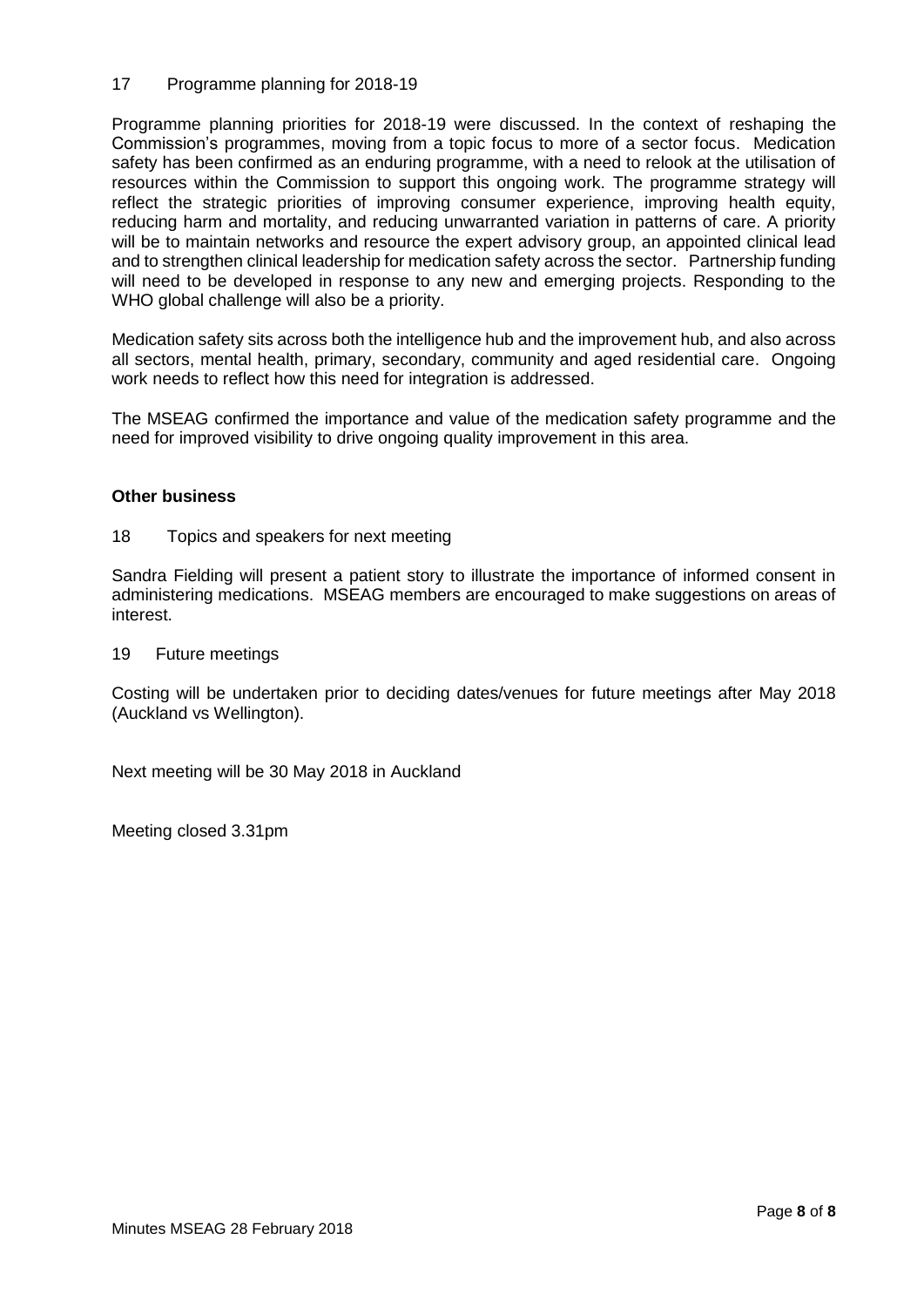17 Programme planning for 2018-19

Programme planning priorities for 2018-19 were discussed. In the context of reshaping the Commission's programmes, moving from a topic focus to more of a sector focus. Medication safety has been confirmed as an enduring programme, with a need to relook at the utilisation of resources within the Commission to support this ongoing work. The programme strategy will reflect the strategic priorities of improving consumer experience, improving health equity, reducing harm and mortality, and reducing unwarranted variation in patterns of care. A priority will be to maintain networks and resource the expert advisory group, an appointed clinical lead and to strengthen clinical leadership for medication safety across the sector. Partnership funding will need to be developed in response to any new and emerging projects. Responding to the WHO global challenge will also be a priority.

Medication safety sits across both the intelligence hub and the improvement hub, and also across all sectors, mental health, primary, secondary, community and aged residential care. Ongoing work needs to reflect how this need for integration is addressed.

The MSEAG confirmed the importance and value of the medication safety programme and the need for improved visibility to drive ongoing quality improvement in this area.

**Other business**

18 Topics and speakers for next meeting

Sandra Fielding will present a patient story to illustrate the importance of informed consent in administering medications. MSEAG members are encouraged to make suggestions on areas of interest.

19 Future meetings

Costing will be undertaken prior to deciding dates/venues for future meetings after May 2018 (Auckland vs Wellington).

Next meeting will be 30 May 2018 in Auckland

Meeting closed 3.31pm